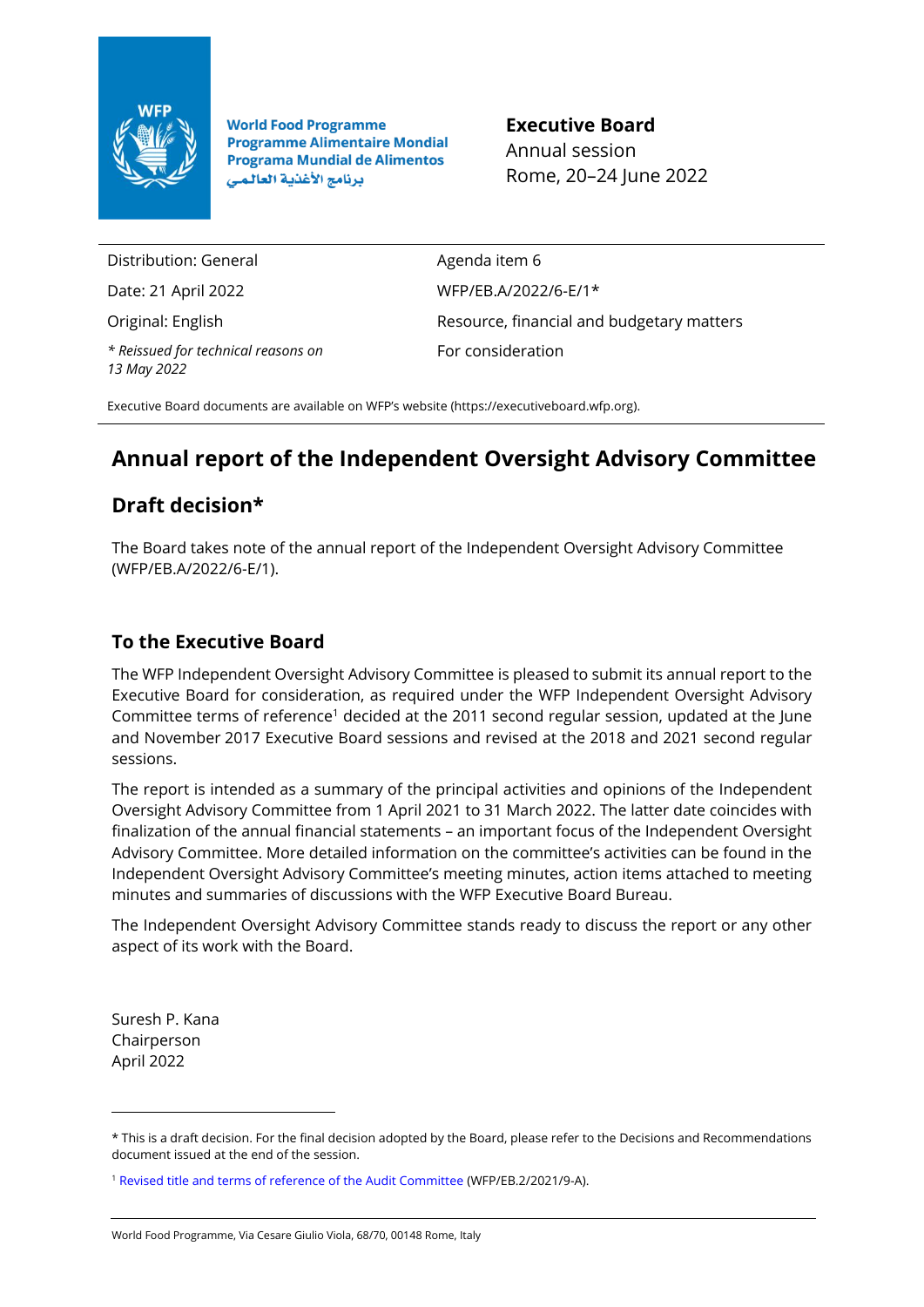World Food Programme
Programme Alimentaire Mondial
Programa Mundial de Alimentos
برنامج الأغذية العالمي

**Executive Board**
Annual session
Rome, 20–24 June 2022

| | |
|---|---|
| Distribution: General | Agenda item 6 |
| Date: 21 April 2022 | WFP/EB.A/2022/6-E/1* |
| Original: English | Resource, financial and budgetary matters |
| *\* Reissued for technical reasons on 13 May 2022* | For consideration |

Executive Board documents are available on WFP's website (https://executiveboard.wfp.org).

# Annual report of the Independent Oversight Advisory Committee

## Draft decision*

The Board takes note of the annual report of the Independent Oversight Advisory Committee (WFP/EB.A/2022/6-E/1).

## To the Executive Board

The WFP Independent Oversight Advisory Committee is pleased to submit its annual report to the Executive Board for consideration, as required under the WFP Independent Oversight Advisory Committee terms of reference[1] decided at the 2011 second regular session, updated at the June and November 2017 Executive Board sessions and revised at the 2018 and 2021 second regular sessions.

The report is intended as a summary of the principal activities and opinions of the Independent Oversight Advisory Committee from 1 April 2021 to 31 March 2022. The latter date coincides with finalization of the annual financial statements – an important focus of the Independent Oversight Advisory Committee. More detailed information on the committee's activities can be found in the Independent Oversight Advisory Committee's meeting minutes, action items attached to meeting minutes and summaries of discussions with the WFP Executive Board Bureau.

The Independent Oversight Advisory Committee stands ready to discuss the report or any other aspect of its work with the Board.

Suresh P. Kana
Chairperson
April 2022

---

\* This is a draft decision. For the final decision adopted by the Board, please refer to the Decisions and Recommendations document issued at the end of the session.

[1] Revised title and terms of reference of the Audit Committee (WFP/EB.2/2021/9-A).

World Food Programme, Via Cesare Giulio Viola, 68/70, 00148 Rome, Italy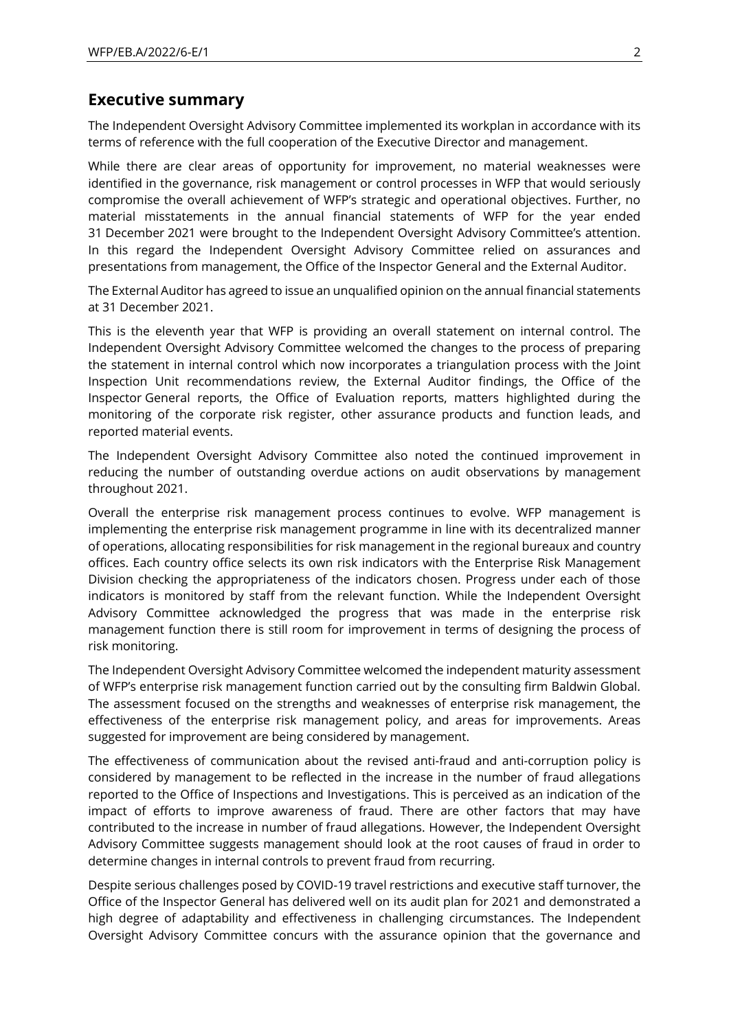## Executive summary

The Independent Oversight Advisory Committee implemented its workplan in accordance with its terms of reference with the full cooperation of the Executive Director and management.

While there are clear areas of opportunity for improvement, no material weaknesses were identified in the governance, risk management or control processes in WFP that would seriously compromise the overall achievement of WFP's strategic and operational objectives. Further, no material misstatements in the annual financial statements of WFP for the year ended 31 December 2021 were brought to the Independent Oversight Advisory Committee's attention. In this regard the Independent Oversight Advisory Committee relied on assurances and presentations from management, the Office of the Inspector General and the External Auditor.

The External Auditor has agreed to issue an unqualified opinion on the annual financial statements at 31 December 2021.

This is the eleventh year that WFP is providing an overall statement on internal control. The Independent Oversight Advisory Committee welcomed the changes to the process of preparing the statement in internal control which now incorporates a triangulation process with the Joint Inspection Unit recommendations review, the External Auditor findings, the Office of the Inspector General reports, the Office of Evaluation reports, matters highlighted during the monitoring of the corporate risk register, other assurance products and function leads, and reported material events.

The Independent Oversight Advisory Committee also noted the continued improvement in reducing the number of outstanding overdue actions on audit observations by management throughout 2021.

Overall the enterprise risk management process continues to evolve. WFP management is implementing the enterprise risk management programme in line with its decentralized manner of operations, allocating responsibilities for risk management in the regional bureaux and country offices. Each country office selects its own risk indicators with the Enterprise Risk Management Division checking the appropriateness of the indicators chosen. Progress under each of those indicators is monitored by staff from the relevant function. While the Independent Oversight Advisory Committee acknowledged the progress that was made in the enterprise risk management function there is still room for improvement in terms of designing the process of risk monitoring.

The Independent Oversight Advisory Committee welcomed the independent maturity assessment of WFP's enterprise risk management function carried out by the consulting firm Baldwin Global. The assessment focused on the strengths and weaknesses of enterprise risk management, the effectiveness of the enterprise risk management policy, and areas for improvements. Areas suggested for improvement are being considered by management.

The effectiveness of communication about the revised anti-fraud and anti-corruption policy is considered by management to be reflected in the increase in the number of fraud allegations reported to the Office of Inspections and Investigations. This is perceived as an indication of the impact of efforts to improve awareness of fraud. There are other factors that may have contributed to the increase in number of fraud allegations. However, the Independent Oversight Advisory Committee suggests management should look at the root causes of fraud in order to determine changes in internal controls to prevent fraud from recurring.

Despite serious challenges posed by COVID-19 travel restrictions and executive staff turnover, the Office of the Inspector General has delivered well on its audit plan for 2021 and demonstrated a high degree of adaptability and effectiveness in challenging circumstances. The Independent Oversight Advisory Committee concurs with the assurance opinion that the governance and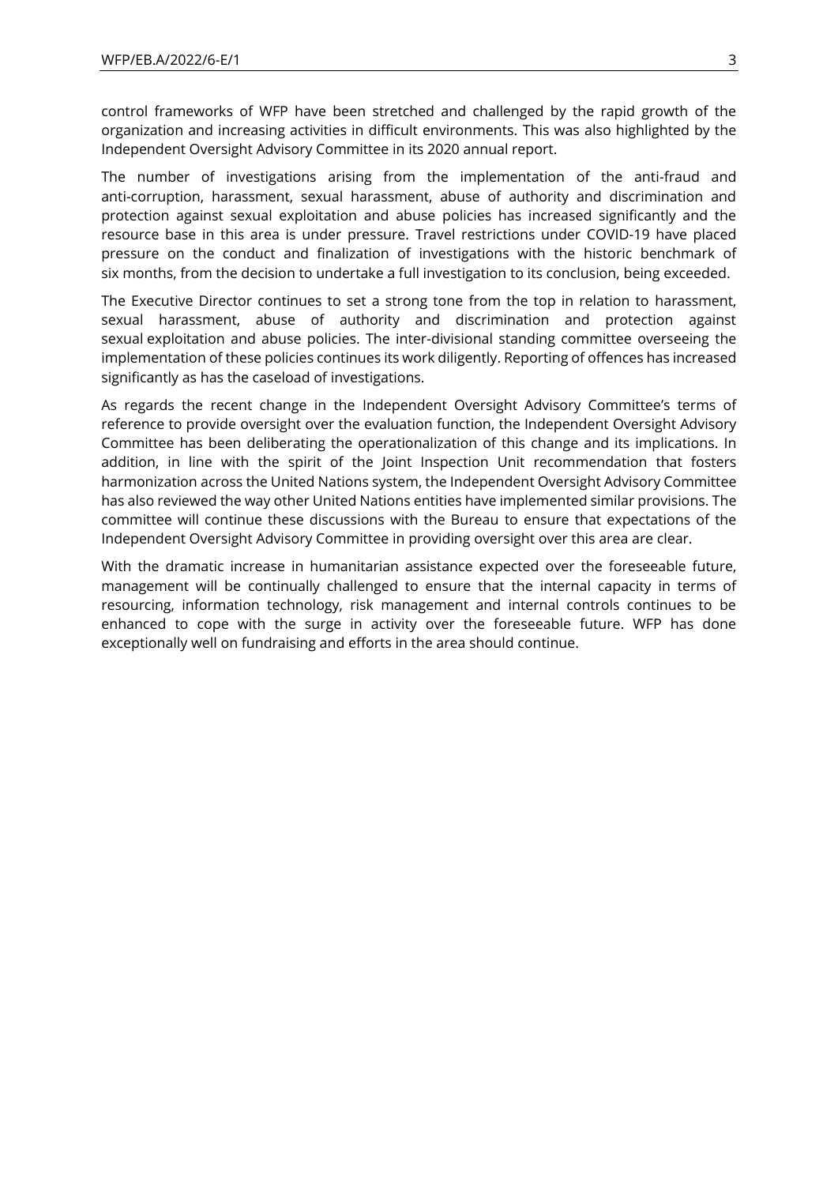control frameworks of WFP have been stretched and challenged by the rapid growth of the organization and increasing activities in difficult environments. This was also highlighted by the Independent Oversight Advisory Committee in its 2020 annual report.

The number of investigations arising from the implementation of the anti-fraud and anti-corruption, harassment, sexual harassment, abuse of authority and discrimination and protection against sexual exploitation and abuse policies has increased significantly and the resource base in this area is under pressure. Travel restrictions under COVID-19 have placed pressure on the conduct and finalization of investigations with the historic benchmark of six months, from the decision to undertake a full investigation to its conclusion, being exceeded.

The Executive Director continues to set a strong tone from the top in relation to harassment, sexual harassment, abuse of authority and discrimination and protection against sexual exploitation and abuse policies. The inter-divisional standing committee overseeing the implementation of these policies continues its work diligently. Reporting of offences has increased significantly as has the caseload of investigations.

As regards the recent change in the Independent Oversight Advisory Committee's terms of reference to provide oversight over the evaluation function, the Independent Oversight Advisory Committee has been deliberating the operationalization of this change and its implications. In addition, in line with the spirit of the Joint Inspection Unit recommendation that fosters harmonization across the United Nations system, the Independent Oversight Advisory Committee has also reviewed the way other United Nations entities have implemented similar provisions. The committee will continue these discussions with the Bureau to ensure that expectations of the Independent Oversight Advisory Committee in providing oversight over this area are clear.

With the dramatic increase in humanitarian assistance expected over the foreseeable future, management will be continually challenged to ensure that the internal capacity in terms of resourcing, information technology, risk management and internal controls continues to be enhanced to cope with the surge in activity over the foreseeable future. WFP has done exceptionally well on fundraising and efforts in the area should continue.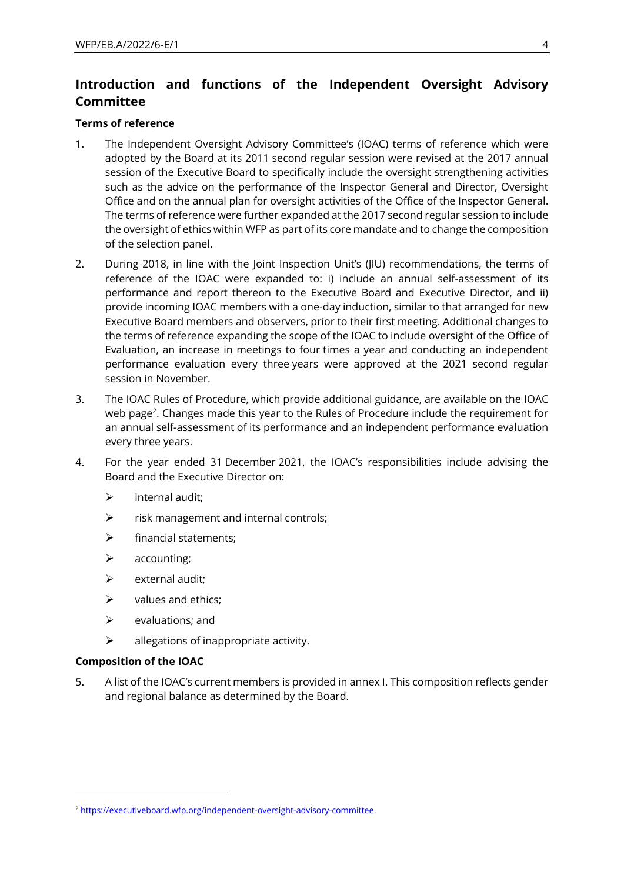## Introduction and functions of the Independent Oversight Advisory Committee

### Terms of reference

1. The Independent Oversight Advisory Committee's (IOAC) terms of reference which were adopted by the Board at its 2011 second regular session were revised at the 2017 annual session of the Executive Board to specifically include the oversight strengthening activities such as the advice on the performance of the Inspector General and Director, Oversight Office and on the annual plan for oversight activities of the Office of the Inspector General. The terms of reference were further expanded at the 2017 second regular session to include the oversight of ethics within WFP as part of its core mandate and to change the composition of the selection panel.

2. During 2018, in line with the Joint Inspection Unit's (JIU) recommendations, the terms of reference of the IOAC were expanded to: i) include an annual self-assessment of its performance and report thereon to the Executive Board and Executive Director, and ii) provide incoming IOAC members with a one-day induction, similar to that arranged for new Executive Board members and observers, prior to their first meeting. Additional changes to the terms of reference expanding the scope of the IOAC to include oversight of the Office of Evaluation, an increase in meetings to four times a year and conducting an independent performance evaluation every three years were approved at the 2021 second regular session in November.

3. The IOAC Rules of Procedure, which provide additional guidance, are available on the IOAC web page[2]. Changes made this year to the Rules of Procedure include the requirement for an annual self-assessment of its performance and an independent performance evaluation every three years.

4. For the year ended 31 December 2021, the IOAC's responsibilities include advising the Board and the Executive Director on:
   - internal audit;
   - risk management and internal controls;
   - financial statements;
   - accounting;
   - external audit;
   - values and ethics;
   - evaluations; and
   - allegations of inappropriate activity.

### Composition of the IOAC

5. A list of the IOAC's current members is provided in annex I. This composition reflects gender and regional balance as determined by the Board.

---

[2] https://executiveboard.wfp.org/independent-oversight-advisory-committee.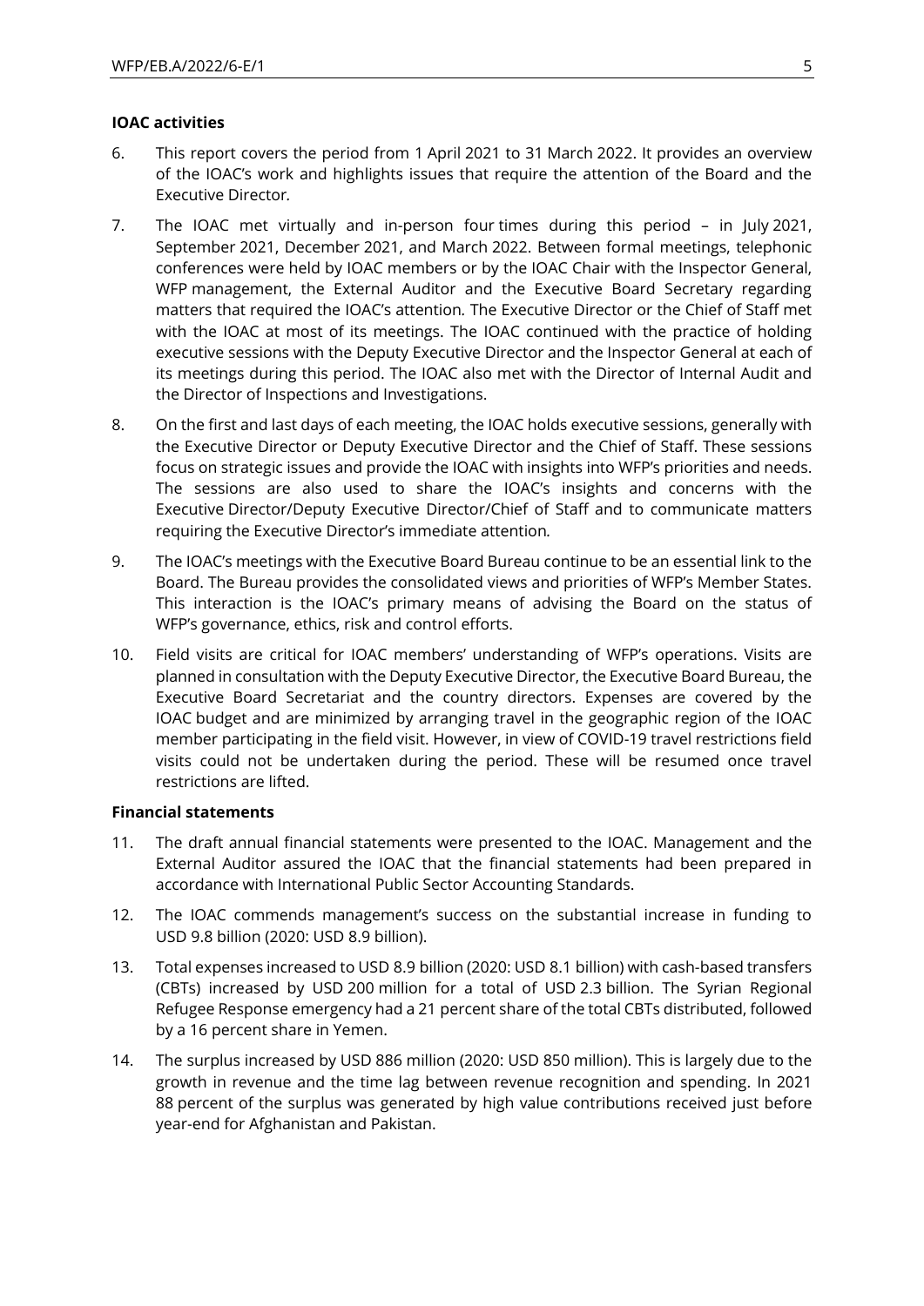**IOAC activities**

6. This report covers the period from 1 April 2021 to 31 March 2022. It provides an overview of the IOAC's work and highlights issues that require the attention of the Board and the Executive Director.

7. The IOAC met virtually and in-person four times during this period – in July 2021, September 2021, December 2021, and March 2022. Between formal meetings, telephonic conferences were held by IOAC members or by the IOAC Chair with the Inspector General, WFP management, the External Auditor and the Executive Board Secretary regarding matters that required the IOAC's attention. The Executive Director or the Chief of Staff met with the IOAC at most of its meetings. The IOAC continued with the practice of holding executive sessions with the Deputy Executive Director and the Inspector General at each of its meetings during this period. The IOAC also met with the Director of Internal Audit and the Director of Inspections and Investigations.

8. On the first and last days of each meeting, the IOAC holds executive sessions, generally with the Executive Director or Deputy Executive Director and the Chief of Staff. These sessions focus on strategic issues and provide the IOAC with insights into WFP's priorities and needs. The sessions are also used to share the IOAC's insights and concerns with the Executive Director/Deputy Executive Director/Chief of Staff and to communicate matters requiring the Executive Director's immediate attention.

9. The IOAC's meetings with the Executive Board Bureau continue to be an essential link to the Board. The Bureau provides the consolidated views and priorities of WFP's Member States. This interaction is the IOAC's primary means of advising the Board on the status of WFP's governance, ethics, risk and control efforts.

10. Field visits are critical for IOAC members' understanding of WFP's operations. Visits are planned in consultation with the Deputy Executive Director, the Executive Board Bureau, the Executive Board Secretariat and the country directors. Expenses are covered by the IOAC budget and are minimized by arranging travel in the geographic region of the IOAC member participating in the field visit. However, in view of COVID-19 travel restrictions field visits could not be undertaken during the period. These will be resumed once travel restrictions are lifted.

**Financial statements**

11. The draft annual financial statements were presented to the IOAC. Management and the External Auditor assured the IOAC that the financial statements had been prepared in accordance with International Public Sector Accounting Standards.

12. The IOAC commends management's success on the substantial increase in funding to USD 9.8 billion (2020: USD 8.9 billion).

13. Total expenses increased to USD 8.9 billion (2020: USD 8.1 billion) with cash-based transfers (CBTs) increased by USD 200 million for a total of USD 2.3 billion. The Syrian Regional Refugee Response emergency had a 21 percent share of the total CBTs distributed, followed by a 16 percent share in Yemen.

14. The surplus increased by USD 886 million (2020: USD 850 million). This is largely due to the growth in revenue and the time lag between revenue recognition and spending. In 2021 88 percent of the surplus was generated by high value contributions received just before year-end for Afghanistan and Pakistan.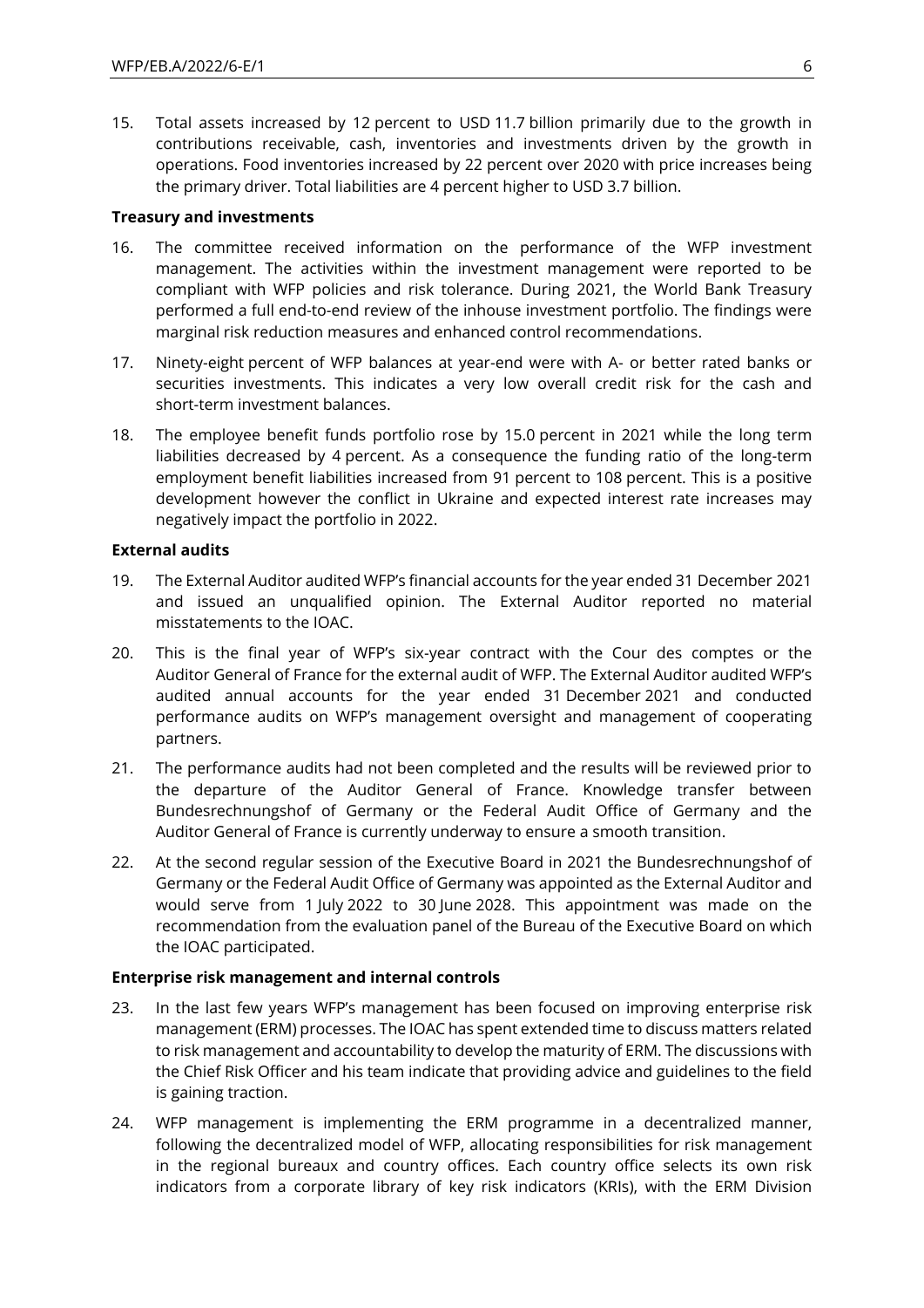15. Total assets increased by 12 percent to USD 11.7 billion primarily due to the growth in contributions receivable, cash, inventories and investments driven by the growth in operations. Food inventories increased by 22 percent over 2020 with price increases being the primary driver. Total liabilities are 4 percent higher to USD 3.7 billion.

**Treasury and investments**

16. The committee received information on the performance of the WFP investment management. The activities within the investment management were reported to be compliant with WFP policies and risk tolerance. During 2021, the World Bank Treasury performed a full end-to-end review of the inhouse investment portfolio. The findings were marginal risk reduction measures and enhanced control recommendations.

17. Ninety-eight percent of WFP balances at year-end were with A- or better rated banks or securities investments. This indicates a very low overall credit risk for the cash and short-term investment balances.

18. The employee benefit funds portfolio rose by 15.0 percent in 2021 while the long term liabilities decreased by 4 percent. As a consequence the funding ratio of the long-term employment benefit liabilities increased from 91 percent to 108 percent. This is a positive development however the conflict in Ukraine and expected interest rate increases may negatively impact the portfolio in 2022.

**External audits**

19. The External Auditor audited WFP's financial accounts for the year ended 31 December 2021 and issued an unqualified opinion. The External Auditor reported no material misstatements to the IOAC.

20. This is the final year of WFP's six-year contract with the Cour des comptes or the Auditor General of France for the external audit of WFP. The External Auditor audited WFP's audited annual accounts for the year ended 31 December 2021 and conducted performance audits on WFP's management oversight and management of cooperating partners.

21. The performance audits had not been completed and the results will be reviewed prior to the departure of the Auditor General of France. Knowledge transfer between Bundesrechnungshof of Germany or the Federal Audit Office of Germany and the Auditor General of France is currently underway to ensure a smooth transition.

22. At the second regular session of the Executive Board in 2021 the Bundesrechnungshof of Germany or the Federal Audit Office of Germany was appointed as the External Auditor and would serve from 1 July 2022 to 30 June 2028. This appointment was made on the recommendation from the evaluation panel of the Bureau of the Executive Board on which the IOAC participated.

**Enterprise risk management and internal controls**

23. In the last few years WFP's management has been focused on improving enterprise risk management (ERM) processes. The IOAC has spent extended time to discuss matters related to risk management and accountability to develop the maturity of ERM. The discussions with the Chief Risk Officer and his team indicate that providing advice and guidelines to the field is gaining traction.

24. WFP management is implementing the ERM programme in a decentralized manner, following the decentralized model of WFP, allocating responsibilities for risk management in the regional bureaux and country offices. Each country office selects its own risk indicators from a corporate library of key risk indicators (KRIs), with the ERM Division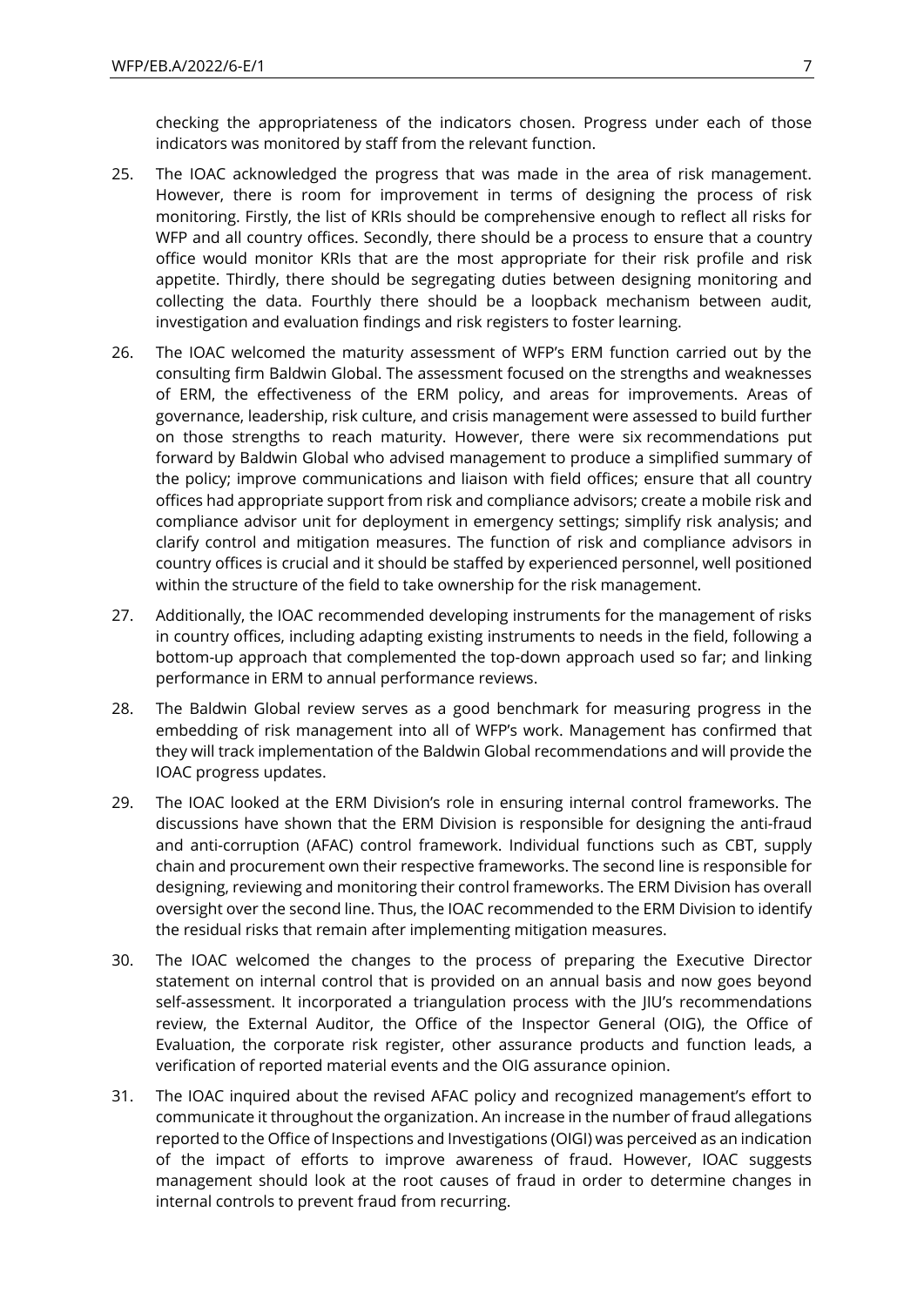checking the appropriateness of the indicators chosen. Progress under each of those indicators was monitored by staff from the relevant function.

25. The IOAC acknowledged the progress that was made in the area of risk management. However, there is room for improvement in terms of designing the process of risk monitoring. Firstly, the list of KRIs should be comprehensive enough to reflect all risks for WFP and all country offices. Secondly, there should be a process to ensure that a country office would monitor KRIs that are the most appropriate for their risk profile and risk appetite. Thirdly, there should be segregating duties between designing monitoring and collecting the data. Fourthly there should be a loopback mechanism between audit, investigation and evaluation findings and risk registers to foster learning.

26. The IOAC welcomed the maturity assessment of WFP's ERM function carried out by the consulting firm Baldwin Global. The assessment focused on the strengths and weaknesses of ERM, the effectiveness of the ERM policy, and areas for improvements. Areas of governance, leadership, risk culture, and crisis management were assessed to build further on those strengths to reach maturity. However, there were six recommendations put forward by Baldwin Global who advised management to produce a simplified summary of the policy; improve communications and liaison with field offices; ensure that all country offices had appropriate support from risk and compliance advisors; create a mobile risk and compliance advisor unit for deployment in emergency settings; simplify risk analysis; and clarify control and mitigation measures. The function of risk and compliance advisors in country offices is crucial and it should be staffed by experienced personnel, well positioned within the structure of the field to take ownership for the risk management.

27. Additionally, the IOAC recommended developing instruments for the management of risks in country offices, including adapting existing instruments to needs in the field, following a bottom-up approach that complemented the top-down approach used so far; and linking performance in ERM to annual performance reviews.

28. The Baldwin Global review serves as a good benchmark for measuring progress in the embedding of risk management into all of WFP's work. Management has confirmed that they will track implementation of the Baldwin Global recommendations and will provide the IOAC progress updates.

29. The IOAC looked at the ERM Division's role in ensuring internal control frameworks. The discussions have shown that the ERM Division is responsible for designing the anti-fraud and anti-corruption (AFAC) control framework. Individual functions such as CBT, supply chain and procurement own their respective frameworks. The second line is responsible for designing, reviewing and monitoring their control frameworks. The ERM Division has overall oversight over the second line. Thus, the IOAC recommended to the ERM Division to identify the residual risks that remain after implementing mitigation measures.

30. The IOAC welcomed the changes to the process of preparing the Executive Director statement on internal control that is provided on an annual basis and now goes beyond self-assessment. It incorporated a triangulation process with the JIU's recommendations review, the External Auditor, the Office of the Inspector General (OIG), the Office of Evaluation, the corporate risk register, other assurance products and function leads, a verification of reported material events and the OIG assurance opinion.

31. The IOAC inquired about the revised AFAC policy and recognized management's effort to communicate it throughout the organization. An increase in the number of fraud allegations reported to the Office of Inspections and Investigations (OIGI) was perceived as an indication of the impact of efforts to improve awareness of fraud. However, IOAC suggests management should look at the root causes of fraud in order to determine changes in internal controls to prevent fraud from recurring.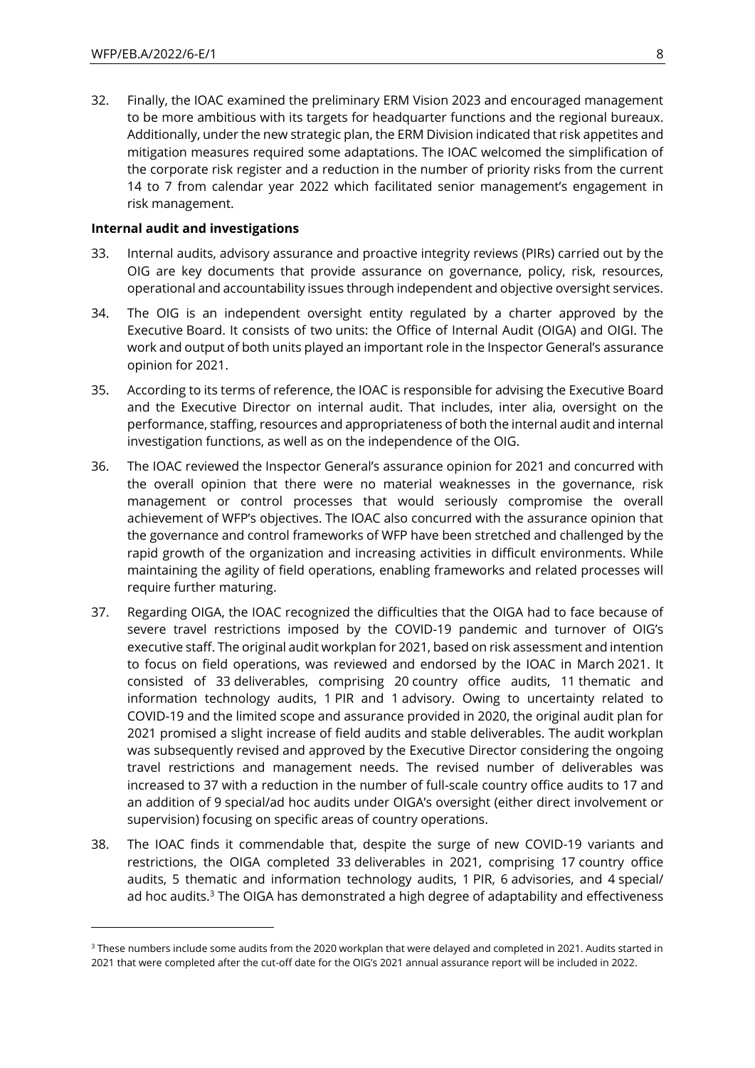32. Finally, the IOAC examined the preliminary ERM Vision 2023 and encouraged management to be more ambitious with its targets for headquarter functions and the regional bureaux. Additionally, under the new strategic plan, the ERM Division indicated that risk appetites and mitigation measures required some adaptations. The IOAC welcomed the simplification of the corporate risk register and a reduction in the number of priority risks from the current 14 to 7 from calendar year 2022 which facilitated senior management's engagement in risk management.

**Internal audit and investigations**

33. Internal audits, advisory assurance and proactive integrity reviews (PIRs) carried out by the OIG are key documents that provide assurance on governance, policy, risk, resources, operational and accountability issues through independent and objective oversight services.

34. The OIG is an independent oversight entity regulated by a charter approved by the Executive Board. It consists of two units: the Office of Internal Audit (OIGA) and OIGI. The work and output of both units played an important role in the Inspector General's assurance opinion for 2021.

35. According to its terms of reference, the IOAC is responsible for advising the Executive Board and the Executive Director on internal audit. That includes, inter alia, oversight on the performance, staffing, resources and appropriateness of both the internal audit and internal investigation functions, as well as on the independence of the OIG.

36. The IOAC reviewed the Inspector General's assurance opinion for 2021 and concurred with the overall opinion that there were no material weaknesses in the governance, risk management or control processes that would seriously compromise the overall achievement of WFP's objectives. The IOAC also concurred with the assurance opinion that the governance and control frameworks of WFP have been stretched and challenged by the rapid growth of the organization and increasing activities in difficult environments. While maintaining the agility of field operations, enabling frameworks and related processes will require further maturing.

37. Regarding OIGA, the IOAC recognized the difficulties that the OIGA had to face because of severe travel restrictions imposed by the COVID-19 pandemic and turnover of OIG's executive staff. The original audit workplan for 2021, based on risk assessment and intention to focus on field operations, was reviewed and endorsed by the IOAC in March 2021. It consisted of 33 deliverables, comprising 20 country office audits, 11 thematic and information technology audits, 1 PIR and 1 advisory. Owing to uncertainty related to COVID-19 and the limited scope and assurance provided in 2020, the original audit plan for 2021 promised a slight increase of field audits and stable deliverables. The audit workplan was subsequently revised and approved by the Executive Director considering the ongoing travel restrictions and management needs. The revised number of deliverables was increased to 37 with a reduction in the number of full-scale country office audits to 17 and an addition of 9 special/ad hoc audits under OIGA's oversight (either direct involvement or supervision) focusing on specific areas of country operations.

38. The IOAC finds it commendable that, despite the surge of new COVID-19 variants and restrictions, the OIGA completed 33 deliverables in 2021, comprising 17 country office audits, 5 thematic and information technology audits, 1 PIR, 6 advisories, and 4 special/ ad hoc audits.[3] The OIGA has demonstrated a high degree of adaptability and effectiveness

[3] These numbers include some audits from the 2020 workplan that were delayed and completed in 2021. Audits started in 2021 that were completed after the cut-off date for the OIG's 2021 annual assurance report will be included in 2022.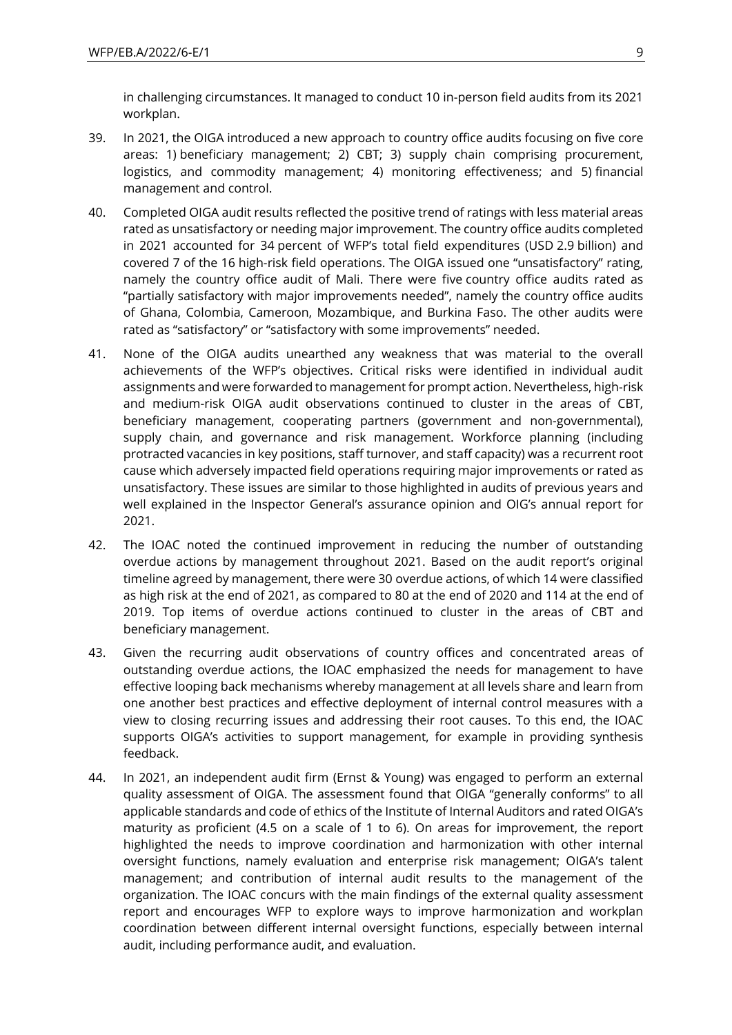in challenging circumstances. It managed to conduct 10 in-person field audits from its 2021 workplan.

39. In 2021, the OIGA introduced a new approach to country office audits focusing on five core areas: 1) beneficiary management; 2) CBT; 3) supply chain comprising procurement, logistics, and commodity management; 4) monitoring effectiveness; and 5) financial management and control.

40. Completed OIGA audit results reflected the positive trend of ratings with less material areas rated as unsatisfactory or needing major improvement. The country office audits completed in 2021 accounted for 34 percent of WFP's total field expenditures (USD 2.9 billion) and covered 7 of the 16 high-risk field operations. The OIGA issued one "unsatisfactory" rating, namely the country office audit of Mali. There were five country office audits rated as "partially satisfactory with major improvements needed", namely the country office audits of Ghana, Colombia, Cameroon, Mozambique, and Burkina Faso. The other audits were rated as "satisfactory" or "satisfactory with some improvements" needed.

41. None of the OIGA audits unearthed any weakness that was material to the overall achievements of the WFP's objectives. Critical risks were identified in individual audit assignments and were forwarded to management for prompt action. Nevertheless, high-risk and medium-risk OIGA audit observations continued to cluster in the areas of CBT, beneficiary management, cooperating partners (government and non-governmental), supply chain, and governance and risk management. Workforce planning (including protracted vacancies in key positions, staff turnover, and staff capacity) was a recurrent root cause which adversely impacted field operations requiring major improvements or rated as unsatisfactory. These issues are similar to those highlighted in audits of previous years and well explained in the Inspector General's assurance opinion and OIG's annual report for 2021.

42. The IOAC noted the continued improvement in reducing the number of outstanding overdue actions by management throughout 2021. Based on the audit report's original timeline agreed by management, there were 30 overdue actions, of which 14 were classified as high risk at the end of 2021, as compared to 80 at the end of 2020 and 114 at the end of 2019. Top items of overdue actions continued to cluster in the areas of CBT and beneficiary management.

43. Given the recurring audit observations of country offices and concentrated areas of outstanding overdue actions, the IOAC emphasized the needs for management to have effective looping back mechanisms whereby management at all levels share and learn from one another best practices and effective deployment of internal control measures with a view to closing recurring issues and addressing their root causes. To this end, the IOAC supports OIGA's activities to support management, for example in providing synthesis feedback.

44. In 2021, an independent audit firm (Ernst & Young) was engaged to perform an external quality assessment of OIGA. The assessment found that OIGA "generally conforms" to all applicable standards and code of ethics of the Institute of Internal Auditors and rated OIGA's maturity as proficient (4.5 on a scale of 1 to 6). On areas for improvement, the report highlighted the needs to improve coordination and harmonization with other internal oversight functions, namely evaluation and enterprise risk management; OIGA's talent management; and contribution of internal audit results to the management of the organization. The IOAC concurs with the main findings of the external quality assessment report and encourages WFP to explore ways to improve harmonization and workplan coordination between different internal oversight functions, especially between internal audit, including performance audit, and evaluation.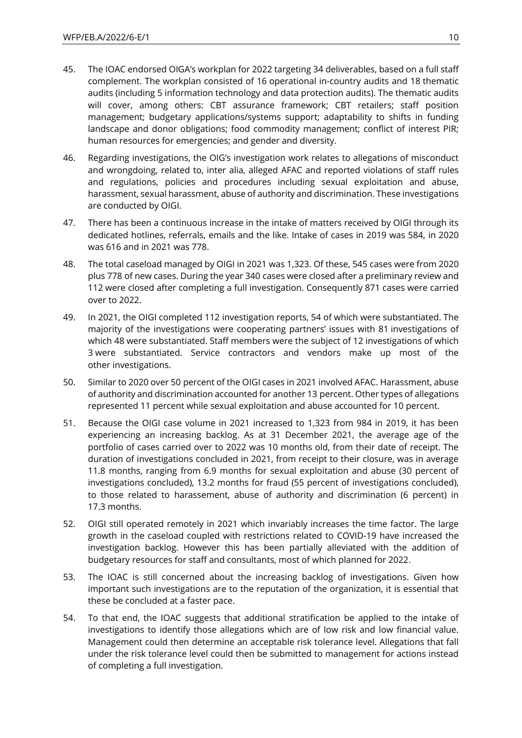45. The IOAC endorsed OIGA's workplan for 2022 targeting 34 deliverables, based on a full staff complement. The workplan consisted of 16 operational in-country audits and 18 thematic audits (including 5 information technology and data protection audits). The thematic audits will cover, among others: CBT assurance framework; CBT retailers; staff position management; budgetary applications/systems support; adaptability to shifts in funding landscape and donor obligations; food commodity management; conflict of interest PIR; human resources for emergencies; and gender and diversity.

46. Regarding investigations, the OIG's investigation work relates to allegations of misconduct and wrongdoing, related to, inter alia, alleged AFAC and reported violations of staff rules and regulations, policies and procedures including sexual exploitation and abuse, harassment, sexual harassment, abuse of authority and discrimination. These investigations are conducted by OIGI.

47. There has been a continuous increase in the intake of matters received by OIGI through its dedicated hotlines, referrals, emails and the like. Intake of cases in 2019 was 584, in 2020 was 616 and in 2021 was 778.

48. The total caseload managed by OIGI in 2021 was 1,323. Of these, 545 cases were from 2020 plus 778 of new cases. During the year 340 cases were closed after a preliminary review and 112 were closed after completing a full investigation. Consequently 871 cases were carried over to 2022.

49. In 2021, the OIGI completed 112 investigation reports, 54 of which were substantiated. The majority of the investigations were cooperating partners' issues with 81 investigations of which 48 were substantiated. Staff members were the subject of 12 investigations of which 3 were substantiated. Service contractors and vendors make up most of the other investigations.

50. Similar to 2020 over 50 percent of the OIGI cases in 2021 involved AFAC. Harassment, abuse of authority and discrimination accounted for another 13 percent. Other types of allegations represented 11 percent while sexual exploitation and abuse accounted for 10 percent.

51. Because the OIGI case volume in 2021 increased to 1,323 from 984 in 2019, it has been experiencing an increasing backlog. As at 31 December 2021, the average age of the portfolio of cases carried over to 2022 was 10 months old, from their date of receipt. The duration of investigations concluded in 2021, from receipt to their closure, was in average 11.8 months, ranging from 6.9 months for sexual exploitation and abuse (30 percent of investigations concluded), 13.2 months for fraud (55 percent of investigations concluded), to those related to harassement, abuse of authority and discrimination (6 percent) in 17.3 months.

52. OIGI still operated remotely in 2021 which invariably increases the time factor. The large growth in the caseload coupled with restrictions related to COVID-19 have increased the investigation backlog. However this has been partially alleviated with the addition of budgetary resources for staff and consultants, most of which planned for 2022.

53. The IOAC is still concerned about the increasing backlog of investigations. Given how important such investigations are to the reputation of the organization, it is essential that these be concluded at a faster pace.

54. To that end, the IOAC suggests that additional stratification be applied to the intake of investigations to identify those allegations which are of low risk and low financial value. Management could then determine an acceptable risk tolerance level. Allegations that fall under the risk tolerance level could then be submitted to management for actions instead of completing a full investigation.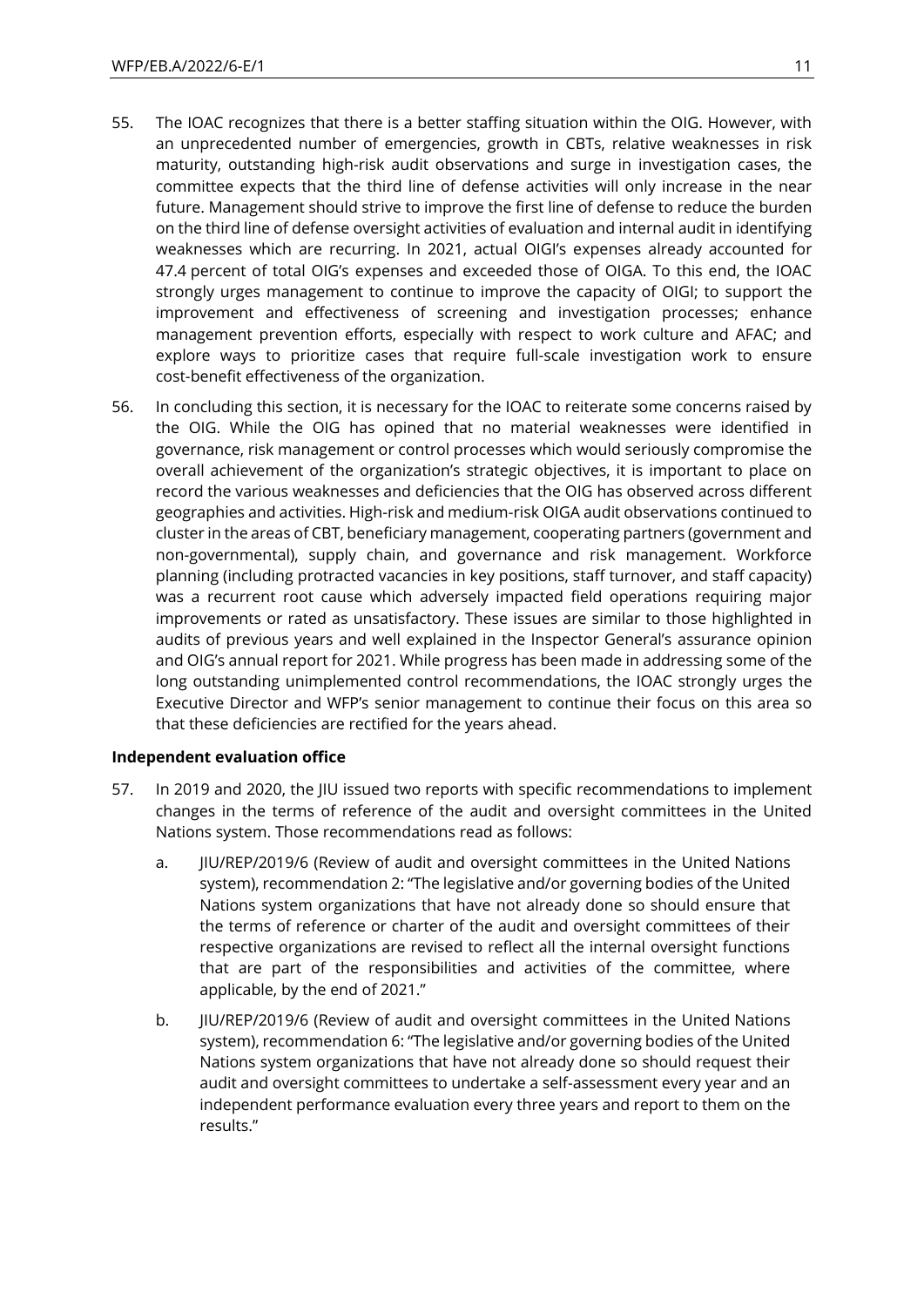55. The IOAC recognizes that there is a better staffing situation within the OIG. However, with an unprecedented number of emergencies, growth in CBTs, relative weaknesses in risk maturity, outstanding high-risk audit observations and surge in investigation cases, the committee expects that the third line of defense activities will only increase in the near future. Management should strive to improve the first line of defense to reduce the burden on the third line of defense oversight activities of evaluation and internal audit in identifying weaknesses which are recurring. In 2021, actual OIGI's expenses already accounted for 47.4 percent of total OIG's expenses and exceeded those of OIGA. To this end, the IOAC strongly urges management to continue to improve the capacity of OIGI; to support the improvement and effectiveness of screening and investigation processes; enhance management prevention efforts, especially with respect to work culture and AFAC; and explore ways to prioritize cases that require full-scale investigation work to ensure cost-benefit effectiveness of the organization.

56. In concluding this section, it is necessary for the IOAC to reiterate some concerns raised by the OIG. While the OIG has opined that no material weaknesses were identified in governance, risk management or control processes which would seriously compromise the overall achievement of the organization's strategic objectives, it is important to place on record the various weaknesses and deficiencies that the OIG has observed across different geographies and activities. High-risk and medium-risk OIGA audit observations continued to cluster in the areas of CBT, beneficiary management, cooperating partners (government and non-governmental), supply chain, and governance and risk management. Workforce planning (including protracted vacancies in key positions, staff turnover, and staff capacity) was a recurrent root cause which adversely impacted field operations requiring major improvements or rated as unsatisfactory. These issues are similar to those highlighted in audits of previous years and well explained in the Inspector General's assurance opinion and OIG's annual report for 2021. While progress has been made in addressing some of the long outstanding unimplemented control recommendations, the IOAC strongly urges the Executive Director and WFP's senior management to continue their focus on this area so that these deficiencies are rectified for the years ahead.

**Independent evaluation office**

57. In 2019 and 2020, the JIU issued two reports with specific recommendations to implement changes in the terms of reference of the audit and oversight committees in the United Nations system. Those recommendations read as follows:

    a. JIU/REP/2019/6 (Review of audit and oversight committees in the United Nations system), recommendation 2: "The legislative and/or governing bodies of the United Nations system organizations that have not already done so should ensure that the terms of reference or charter of the audit and oversight committees of their respective organizations are revised to reflect all the internal oversight functions that are part of the responsibilities and activities of the committee, where applicable, by the end of 2021."

    b. JIU/REP/2019/6 (Review of audit and oversight committees in the United Nations system), recommendation 6: "The legislative and/or governing bodies of the United Nations system organizations that have not already done so should request their audit and oversight committees to undertake a self-assessment every year and an independent performance evaluation every three years and report to them on the results."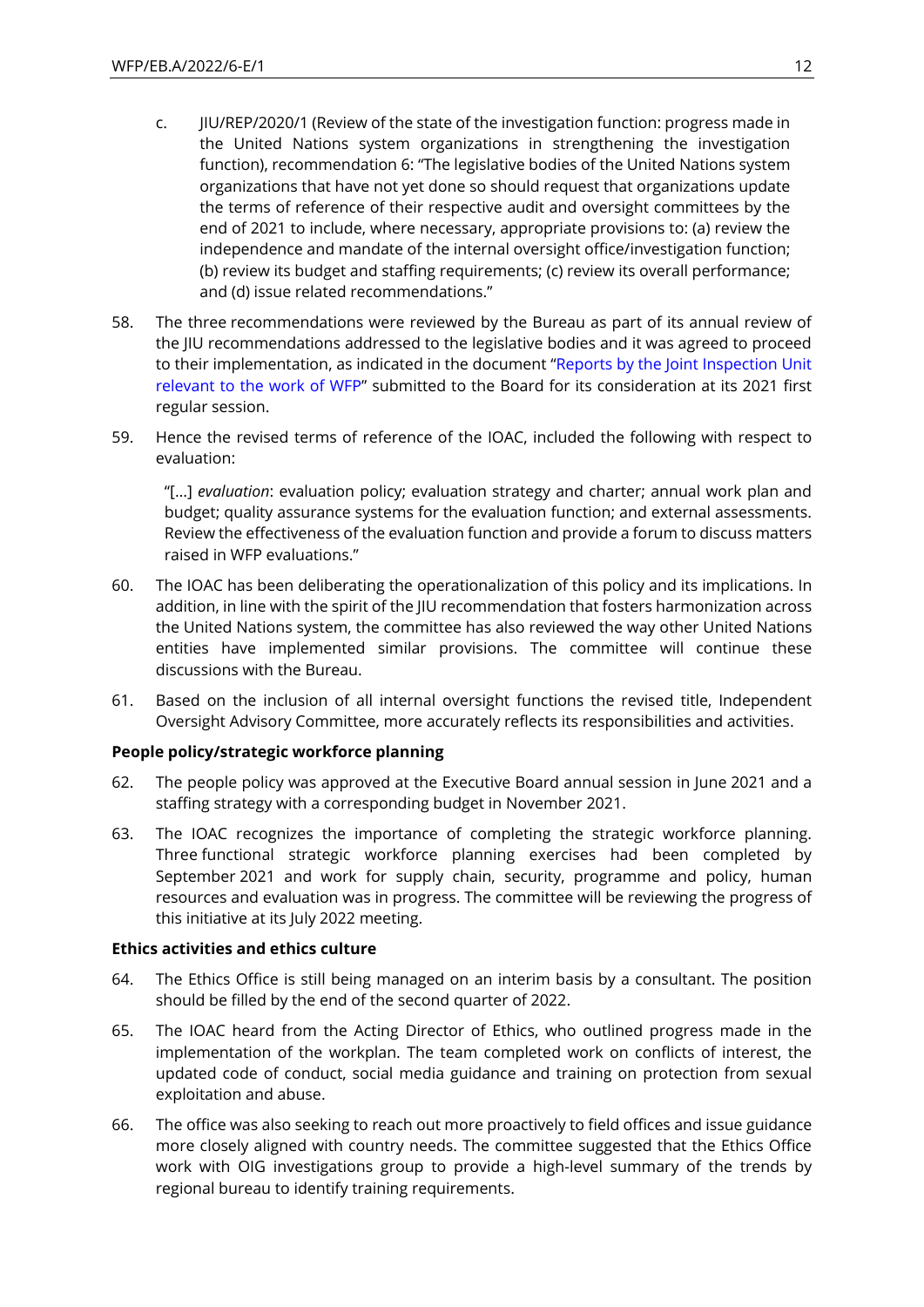c. JIU/REP/2020/1 (Review of the state of the investigation function: progress made in the United Nations system organizations in strengthening the investigation function), recommendation 6: "The legislative bodies of the United Nations system organizations that have not yet done so should request that organizations update the terms of reference of their respective audit and oversight committees by the end of 2021 to include, where necessary, appropriate provisions to: (a) review the independence and mandate of the internal oversight office/investigation function; (b) review its budget and staffing requirements; (c) review its overall performance; and (d) issue related recommendations."

58. The three recommendations were reviewed by the Bureau as part of its annual review of the JIU recommendations addressed to the legislative bodies and it was agreed to proceed to their implementation, as indicated in the document "Reports by the Joint Inspection Unit relevant to the work of WFP" submitted to the Board for its consideration at its 2021 first regular session.

59. Hence the revised terms of reference of the IOAC, included the following with respect to evaluation:

"[…] *evaluation*: evaluation policy; evaluation strategy and charter; annual work plan and budget; quality assurance systems for the evaluation function; and external assessments. Review the effectiveness of the evaluation function and provide a forum to discuss matters raised in WFP evaluations."

60. The IOAC has been deliberating the operationalization of this policy and its implications. In addition, in line with the spirit of the JIU recommendation that fosters harmonization across the United Nations system, the committee has also reviewed the way other United Nations entities have implemented similar provisions. The committee will continue these discussions with the Bureau.

61. Based on the inclusion of all internal oversight functions the revised title, Independent Oversight Advisory Committee, more accurately reflects its responsibilities and activities.

**People policy/strategic workforce planning**

62. The people policy was approved at the Executive Board annual session in June 2021 and a staffing strategy with a corresponding budget in November 2021.

63. The IOAC recognizes the importance of completing the strategic workforce planning. Three functional strategic workforce planning exercises had been completed by September 2021 and work for supply chain, security, programme and policy, human resources and evaluation was in progress. The committee will be reviewing the progress of this initiative at its July 2022 meeting.

**Ethics activities and ethics culture**

64. The Ethics Office is still being managed on an interim basis by a consultant. The position should be filled by the end of the second quarter of 2022.

65. The IOAC heard from the Acting Director of Ethics, who outlined progress made in the implementation of the workplan. The team completed work on conflicts of interest, the updated code of conduct, social media guidance and training on protection from sexual exploitation and abuse.

66. The office was also seeking to reach out more proactively to field offices and issue guidance more closely aligned with country needs. The committee suggested that the Ethics Office work with OIG investigations group to provide a high-level summary of the trends by regional bureau to identify training requirements.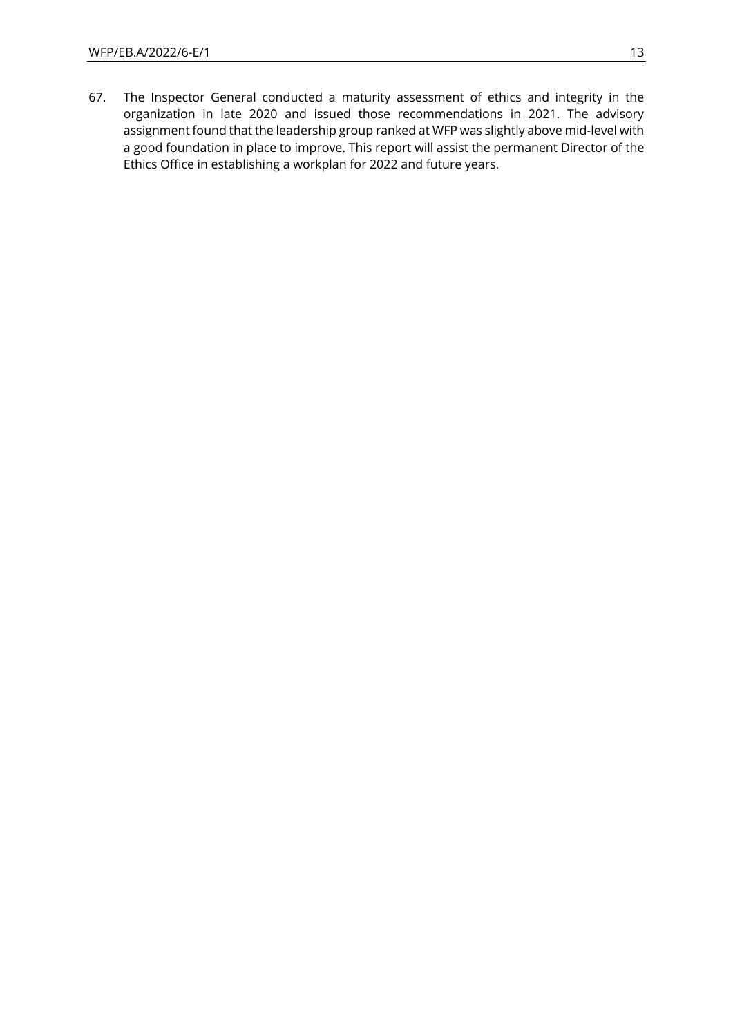67. The Inspector General conducted a maturity assessment of ethics and integrity in the organization in late 2020 and issued those recommendations in 2021. The advisory assignment found that the leadership group ranked at WFP was slightly above mid-level with a good foundation in place to improve. This report will assist the permanent Director of the Ethics Office in establishing a workplan for 2022 and future years.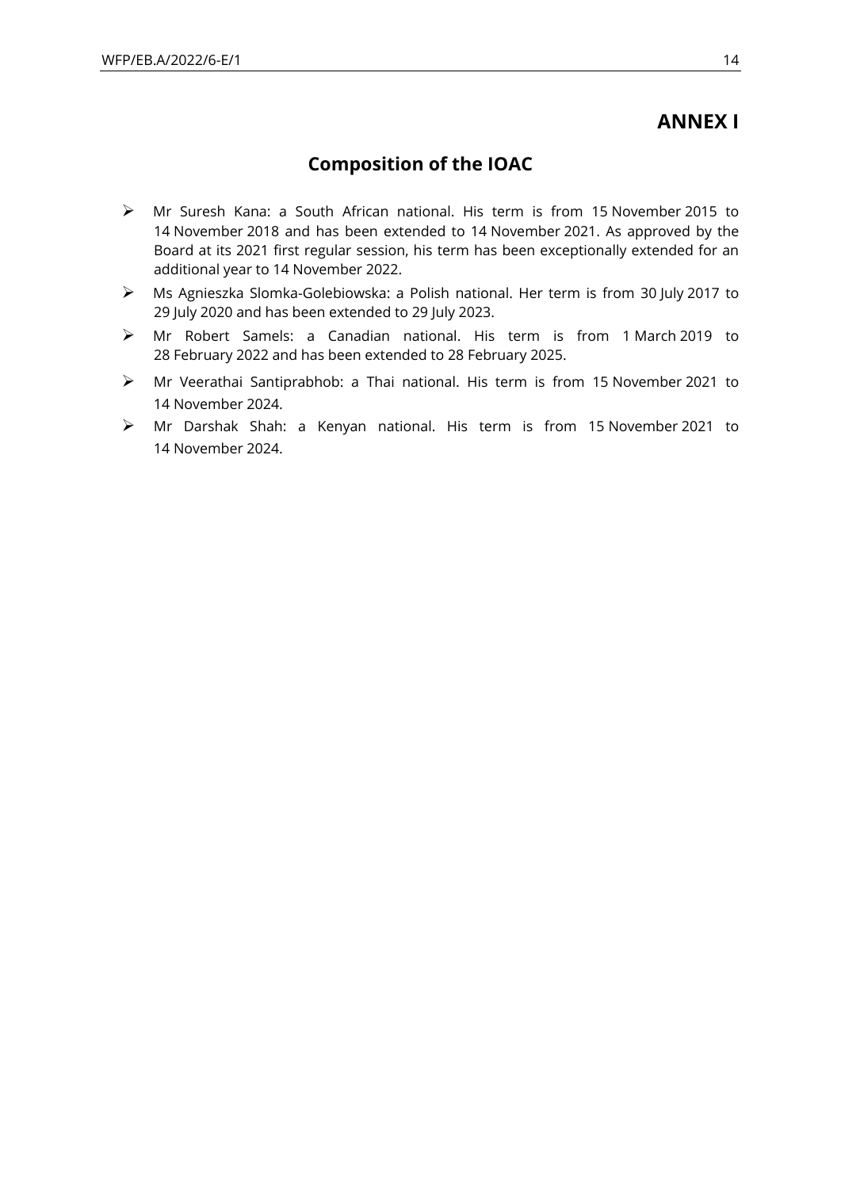# ANNEX I

## Composition of the IOAC

- Mr Suresh Kana: a South African national. His term is from 15 November 2015 to 14 November 2018 and has been extended to 14 November 2021. As approved by the Board at its 2021 first regular session, his term has been exceptionally extended for an additional year to 14 November 2022.
- Ms Agnieszka Slomka-Golebiowska: a Polish national. Her term is from 30 July 2017 to 29 July 2020 and has been extended to 29 July 2023.
- Mr Robert Samels: a Canadian national. His term is from 1 March 2019 to 28 February 2022 and has been extended to 28 February 2025.
- Mr Veerathai Santiprabhob: a Thai national. His term is from 15 November 2021 to 14 November 2024.
- Mr Darshak Shah: a Kenyan national. His term is from 15 November 2021 to 14 November 2024.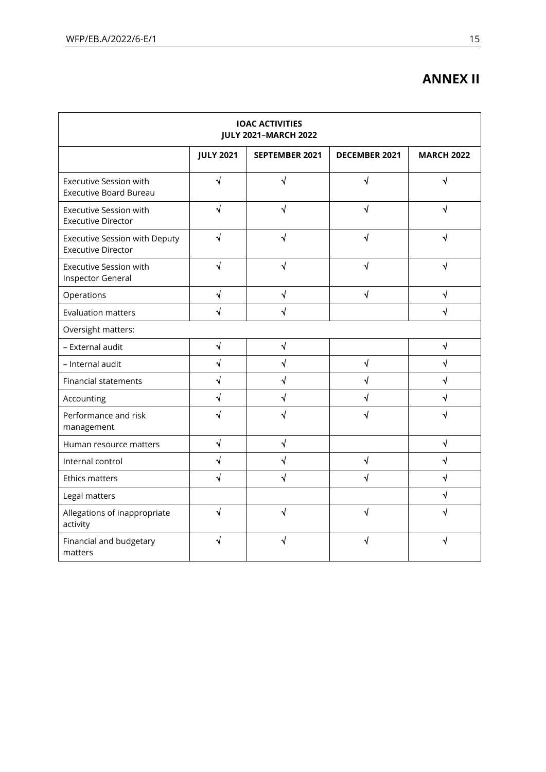# ANNEX II

| IOAC ACTIVITIES JULY 2021–MARCH 2022 | | | | |
|---|---|---|---|---|
| | **JULY 2021** | **SEPTEMBER 2021** | **DECEMBER 2021** | **MARCH 2022** |
| Executive Session with Executive Board Bureau | √ | √ | √ | √ |
| Executive Session with Executive Director | √ | √ | √ | √ |
| Executive Session with Deputy Executive Director | √ | √ | √ | √ |
| Executive Session with Inspector General | √ | √ | √ | √ |
| Operations | √ | √ | √ | √ |
| Evaluation matters | √ | √ | | √ |
| Oversight matters: | | | | |
| – External audit | √ | √ | | √ |
| – Internal audit | √ | √ | √ | √ |
| Financial statements | √ | √ | √ | √ |
| Accounting | √ | √ | √ | √ |
| Performance and risk management | √ | √ | √ | √ |
| Human resource matters | √ | √ | | √ |
| Internal control | √ | √ | √ | √ |
| Ethics matters | √ | √ | √ | √ |
| Legal matters | | | | √ |
| Allegations of inappropriate activity | √ | √ | √ | √ |
| Financial and budgetary matters | √ | √ | √ | √ |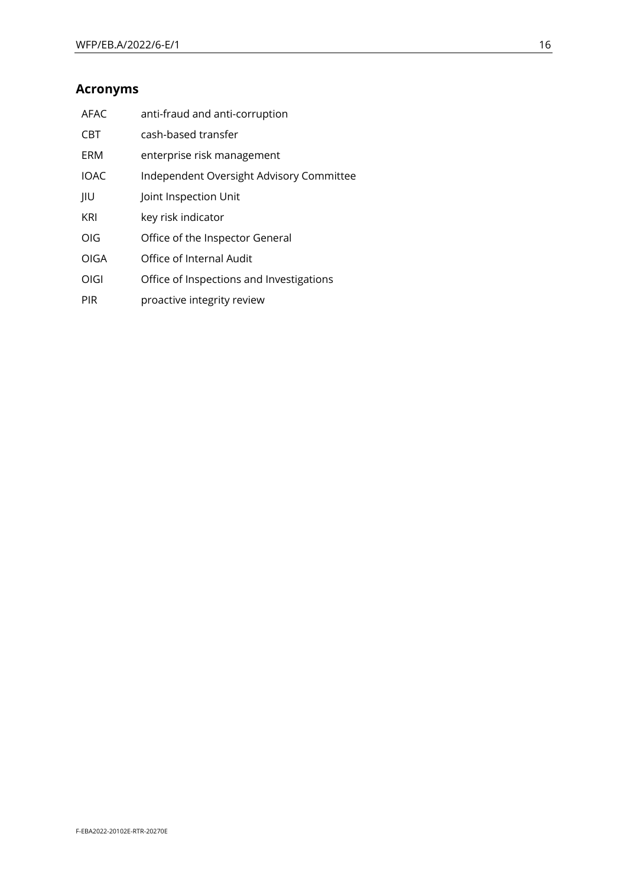## Acronyms

| | |
|---|---|
| AFAC | anti-fraud and anti-corruption |
| CBT | cash-based transfer |
| ERM | enterprise risk management |
| IOAC | Independent Oversight Advisory Committee |
| JIU | Joint Inspection Unit |
| KRI | key risk indicator |
| OIG | Office of the Inspector General |
| OIGA | Office of Internal Audit |
| OIGI | Office of Inspections and Investigations |
| PIR | proactive integrity review |

F-EBA2022-20102E-RTR-20270E